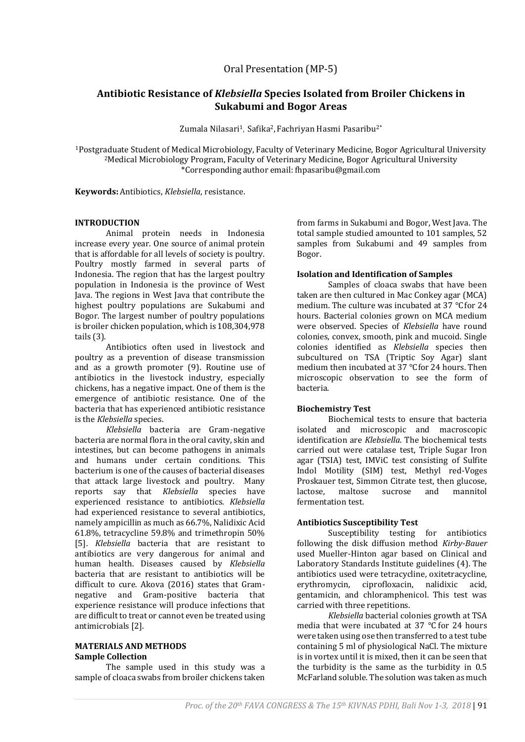Oral Presentation (MP-5)

# Antibiotic Resistance of *Klebsiella* Species Isolated from Broiler Chickens in Sukabumi and Bogor Areas

Zumala Nilasari[1], Safika[2], Fachriyan Hasmi Pasaribu[2*]

[1]Postgraduate Student of Medical Microbiology, Faculty of Veterinary Medicine, Bogor Agricultural University
[2]Medical Microbiology Program, Faculty of Veterinary Medicine, Bogor Agricultural University
*Corresponding author email: fhpasaribu@gmail.com

**Keywords:** Antibiotics, *Klebsiella*, resistance.

## INTRODUCTION

Animal protein needs in Indonesia increase every year. One source of animal protein that is affordable for all levels of society is poultry. Poultry mostly farmed in several parts of Indonesia. The region that has the largest poultry population in Indonesia is the province of West Java. The regions in West Java that contribute the highest poultry populations are Sukabumi and Bogor. The largest number of poultry populations is broiler chicken population, which is 108,304,978 tails (3).

Antibiotics often used in livestock and poultry as a prevention of disease transmission and as a growth promoter (9). Routine use of antibiotics in the livestock industry, especially chickens, has a negative impact. One of them is the emergence of antibiotic resistance. One of the bacteria that has experienced antibiotic resistance is the *Klebsiella* species.

*Klebsiella* bacteria are Gram-negative bacteria are normal flora in the oral cavity, skin and intestines, but can become pathogens in animals and humans under certain conditions. This bacterium is one of the causes of bacterial diseases that attack large livestock and poultry. Many reports say that *Klebsiella* species have experienced resistance to antibiotics. *Klebsiella* had experienced resistance to several antibiotics, namely ampicillin as much as 66.7%, Nalidixic Acid 61.8%, tetracycline 59.8% and trimethropin 50% [5]. *Klebsiella* bacteria that are resistant to antibiotics are very dangerous for animal and human health. Diseases caused by *Klebsiella* bacteria that are resistant to antibiotics will be difficult to cure. Akova (2016) states that Gram-negative and Gram-positive bacteria that experience resistance will produce infections that are difficult to treat or cannot even be treated using antimicrobials [2].

## MATERIALS AND METHODS

### Sample Collection

The sample used in this study was a sample of cloaca swabs from broiler chickens taken from farms in Sukabumi and Bogor, West Java. The total sample studied amounted to 101 samples, 52 samples from Sukabumi and 49 samples from Bogor.

### Isolation and Identification of Samples

Samples of cloaca swabs that have been taken are then cultured in Mac Conkey agar (MCA) medium. The culture was incubated at 37 °C for 24 hours. Bacterial colonies grown on MCA medium were observed. Species of *Klebsiella* have round colonies, convex, smooth, pink and mucoid. Single colonies identified as *Klebsiella* species then subcultured on TSA (Triptic Soy Agar) slant medium then incubated at 37 °C for 24 hours. Then microscopic observation to see the form of bacteria.

### Biochemistry Test

Biochemical tests to ensure that bacteria isolated and microscopic and macroscopic identification are *Klebsiella*. The biochemical tests carried out were catalase test, Triple Sugar Iron agar (TSIA) test, IMViC test consisting of Sulfite Indol Motility (SIM) test, Methyl red-Voges Proskauer test, Simmon Citrate test, then glucose, lactose, maltose sucrose and mannitol fermentation test.

### Antibiotics Susceptibility Test

Susceptibility testing for antibiotics following the disk diffusion method *Kirby-Bauer* used Mueller-Hinton agar based on Clinical and Laboratory Standards Institute guidelines (4). The antibiotics used were tetracycline, oxitetracycline, erythromycin, ciprofloxacin, nalidixic acid, gentamicin, and chloramphenicol. This test was carried with three repetitions.

*Klebsiella* bacterial colonies growth at TSA media that were incubated at 37 °C for 24 hours were taken using ose then transferred to a test tube containing 5 ml of physiological NaCl. The mixture is in vortex until it is mixed, then it can be seen that the turbidity is the same as the turbidity in 0.5 McFarland soluble. The solution was taken as much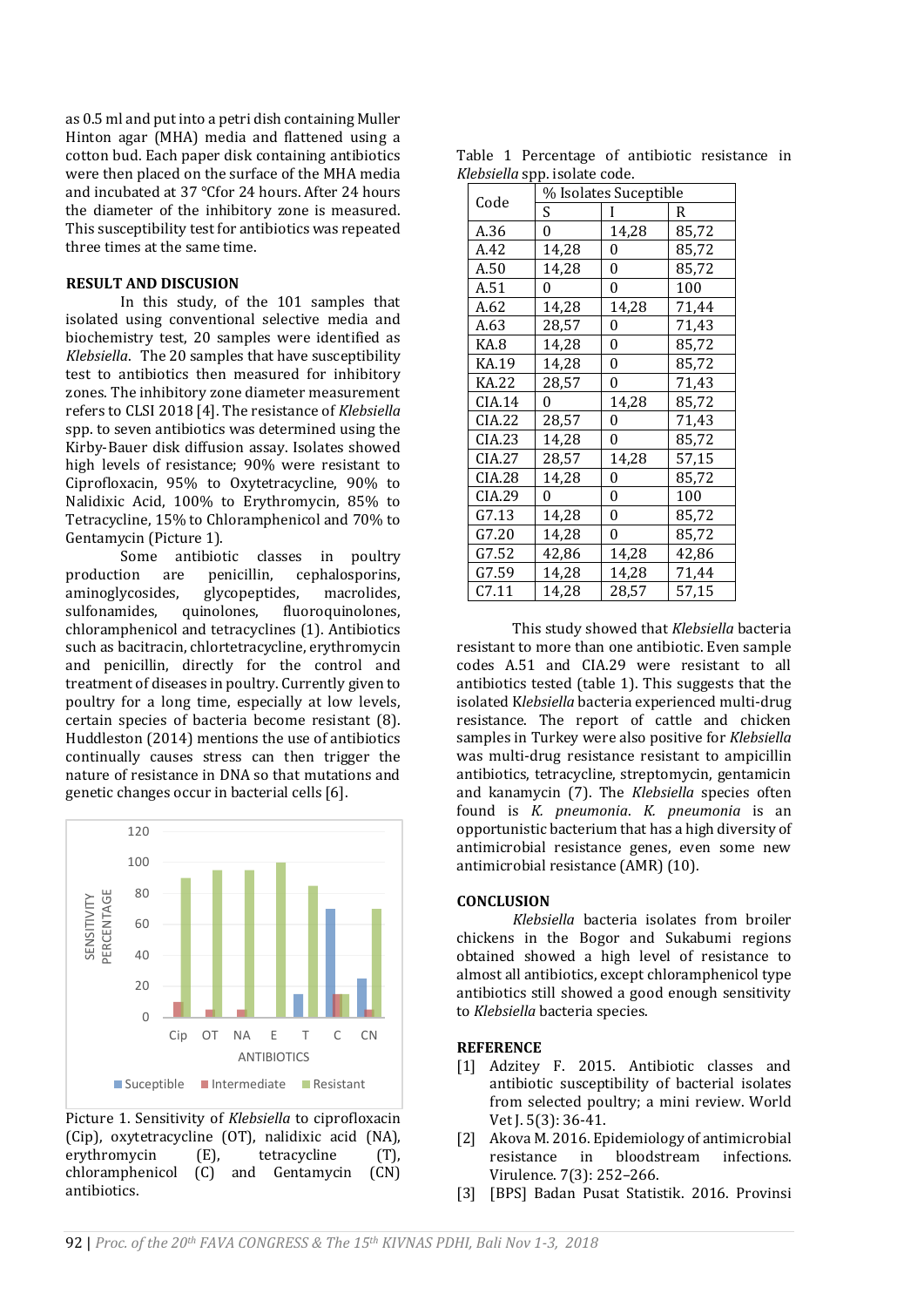as 0.5 ml and put into a petri dish containing Muller Hinton agar (MHA) media and flattened using a cotton bud. Each paper disk containing antibiotics were then placed on the surface of the MHA media and incubated at 37 °Cfor 24 hours. After 24 hours the diameter of the inhibitory zone is measured. This susceptibility test for antibiotics was repeated three times at the same time.

## RESULT AND DISCUSION

In this study, of the 101 samples that isolated using conventional selective media and biochemistry test, 20 samples were identified as *Klebsiella*. The 20 samples that have susceptibility test to antibiotics then measured for inhibitory zones. The inhibitory zone diameter measurement refers to CLSI 2018 [4]. The resistance of *Klebsiella* spp. to seven antibiotics was determined using the Kirby-Bauer disk diffusion assay. Isolates showed high levels of resistance; 90% were resistant to Ciprofloxacin, 95% to Oxytetracycline, 90% to Nalidixic Acid, 100% to Erythromycin, 85% to Tetracycline, 15% to Chloramphenicol and 70% to Gentamycin (Picture 1).

Some antibiotic classes in poultry production are penicillin, cephalosporins, aminoglycosides, glycopeptides, macrolides, sulfonamides, quinolones, fluoroquinolones, chloramphenicol and tetracyclines (1). Antibiotics such as bacitracin, chlortetracycline, erythromycin and penicillin, directly for the control and treatment of diseases in poultry. Currently given to poultry for a long time, especially at low levels, certain species of bacteria become resistant (8). Huddleston (2014) mentions the use of antibiotics continually causes stress can then trigger the nature of resistance in DNA so that mutations and genetic changes occur in bacterial cells [6].

Picture 1. Sensitivity of *Klebsiella* to ciprofloxacin (Cip), oxytetracycline (OT), nalidixic acid (NA), erythromycin (E), tetracycline (T), chloramphenicol (C) and Gentamycin (CN) antibiotics.

Table 1 Percentage of antibiotic resistance in *Klebsiella* spp. isolate code.

| Code | % Isolates Suceptible | | |
|---|---|---|---|
| | S | I | R |
| A.36 | 0 | 14,28 | 85,72 |
| A.42 | 14,28 | 0 | 85,72 |
| A.50 | 14,28 | 0 | 85,72 |
| A.51 | 0 | 0 | 100 |
| A.62 | 14,28 | 14,28 | 71,44 |
| A.63 | 28,57 | 0 | 71,43 |
| KA.8 | 14,28 | 0 | 85,72 |
| KA.19 | 14,28 | 0 | 85,72 |
| KA.22 | 28,57 | 0 | 71,43 |
| CIA.14 | 0 | 14,28 | 85,72 |
| CIA.22 | 28,57 | 0 | 71,43 |
| CIA.23 | 14,28 | 0 | 85,72 |
| CIA.27 | 28,57 | 14,28 | 57,15 |
| CIA.28 | 14,28 | 0 | 85,72 |
| CIA.29 | 0 | 0 | 100 |
| G7.13 | 14,28 | 0 | 85,72 |
| G7.20 | 14,28 | 0 | 85,72 |
| G7.52 | 42,86 | 14,28 | 42,86 |
| G7.59 | 14,28 | 14,28 | 71,44 |
| C7.11 | 14,28 | 28,57 | 57,15 |

This study showed that *Klebsiella* bacteria resistant to more than one antibiotic. Even sample codes A.51 and CIA.29 were resistant to all antibiotics tested (table 1). This suggests that the isolated K*lebsiella* bacteria experienced multi-drug resistance. The report of cattle and chicken samples in Turkey were also positive for *Klebsiella* was multi-drug resistance resistant to ampicillin antibiotics, tetracycline, streptomycin, gentamicin and kanamycin (7). The *Klebsiella* species often found is *K. pneumonia*. *K. pneumonia* is an opportunistic bacterium that has a high diversity of antimicrobial resistance genes, even some new antimicrobial resistance (AMR) (10).

## CONCLUSION

*Klebsiella* bacteria isolates from broiler chickens in the Bogor and Sukabumi regions obtained showed a high level of resistance to almost all antibiotics, except chloramphenicol type antibiotics still showed a good enough sensitivity to *Klebsiella* bacteria species.

## REFERENCE

[1] Adzitey F. 2015. Antibiotic classes and antibiotic susceptibility of bacterial isolates from selected poultry; a mini review. World Vet J. 5(3): 36-41.

[2] Akova M. 2016. Epidemiology of antimicrobial resistance in bloodstream infections. Virulence. 7(3): 252–266.

[3] [BPS] Badan Pusat Statistik. 2016. Provinsi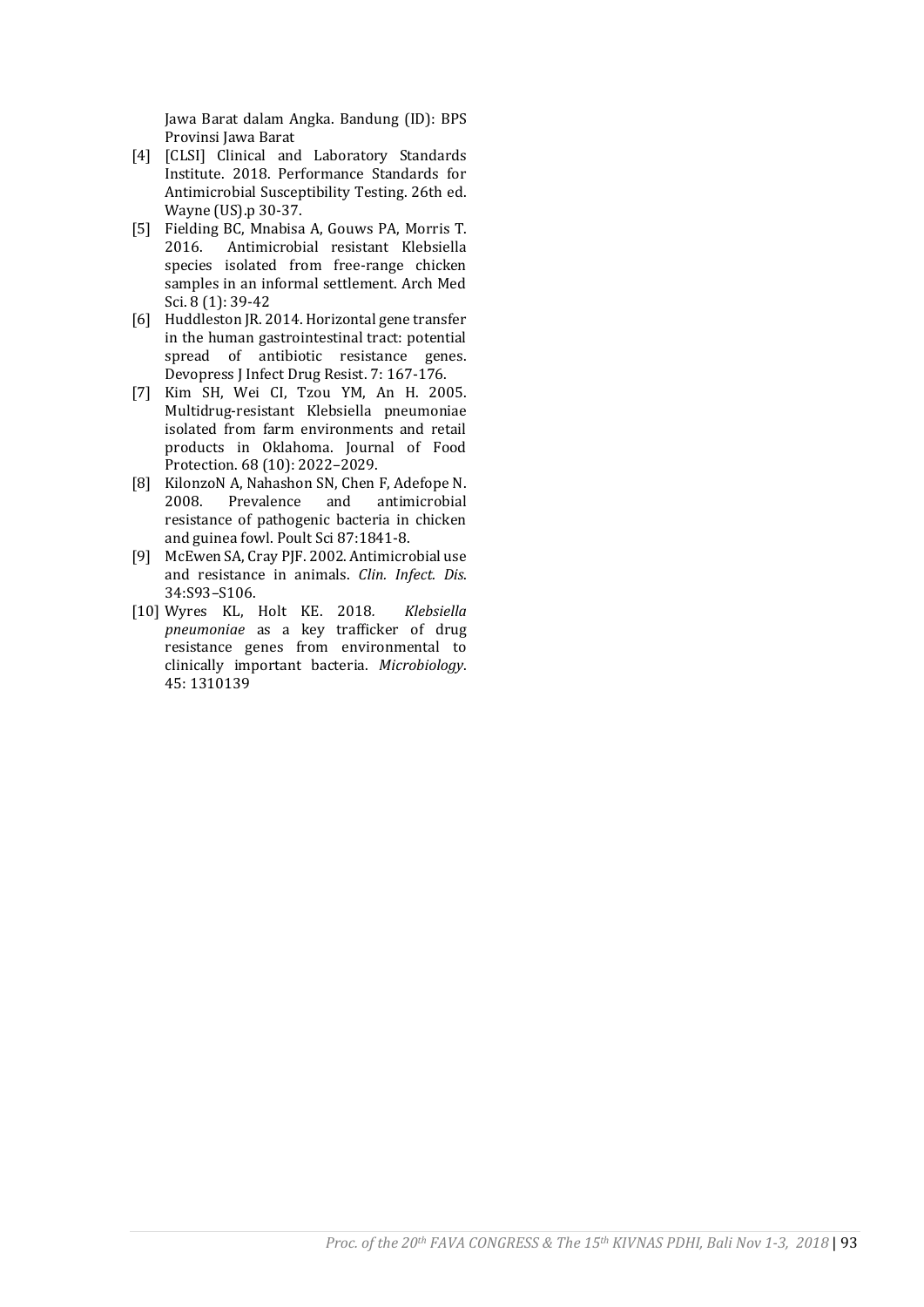Jawa Barat dalam Angka. Bandung (ID): BPS Provinsi Jawa Barat

[4] [CLSI] Clinical and Laboratory Standards Institute. 2018. Performance Standards for Antimicrobial Susceptibility Testing. 26th ed. Wayne (US).p 30-37.

[5] Fielding BC, Mnabisa A, Gouws PA, Morris T. 2016. Antimicrobial resistant Klebsiella species isolated from free-range chicken samples in an informal settlement. Arch Med Sci. 8 (1): 39-42

[6] Huddleston JR. 2014. Horizontal gene transfer in the human gastrointestinal tract: potential spread of antibiotic resistance genes. Devopress J Infect Drug Resist. 7: 167-176.

[7] Kim SH, Wei CI, Tzou YM, An H. 2005. Multidrug-resistant Klebsiella pneumoniae isolated from farm environments and retail products in Oklahoma. Journal of Food Protection. 68 (10): 2022–2029.

[8] KilonzoN A, Nahashon SN, Chen F, Adefope N. 2008. Prevalence and antimicrobial resistance of pathogenic bacteria in chicken and guinea fowl. Poult Sci 87:1841-8.

[9] McEwen SA, Cray PJF. 2002. Antimicrobial use and resistance in animals. *Clin. Infect. Dis*. 34:S93–S106.

[10] Wyres KL, Holt KE. 2018. *Klebsiella pneumoniae* as a key trafficker of drug resistance genes from environmental to clinically important bacteria. *Microbiology*. 45: 1310139